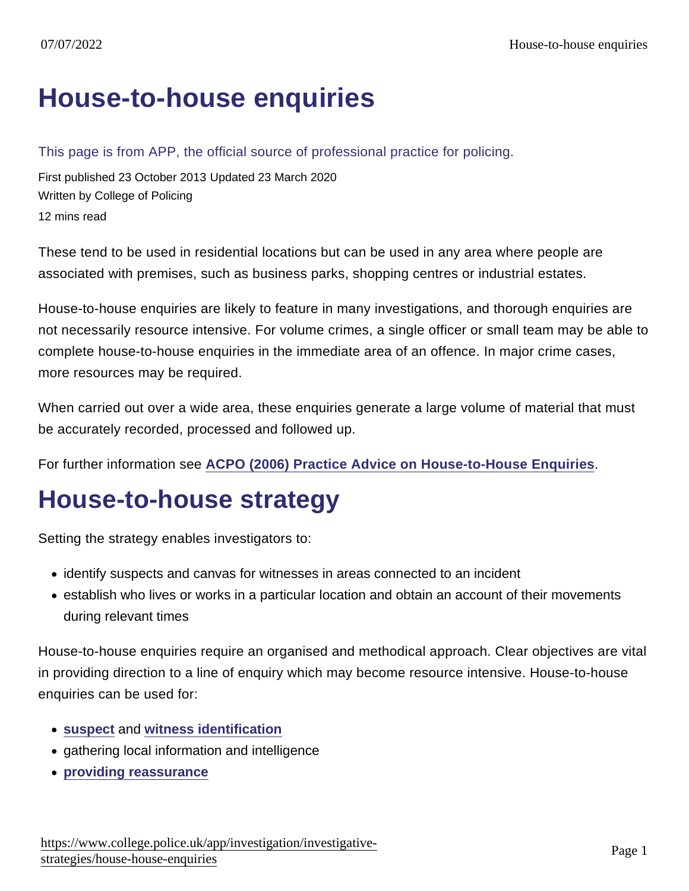# House-to-house enquiries

This page is from APP, the official source of professional practice for policing.

First published 23 October 2013 Updated 23 March 2020

Written by College of Policing

12 mins read

These tend to be used in residential locations but can be used in any area where people are associated with premises, such as business parks, shopping centres or industrial estates.

House-to-house enquiries are likely to feature in many investigations, and thorough enquiries are not necessarily resource intensive. For volume crimes, a single officer or small team may be able to complete house-to-house enquiries in the immediate area of an offence. In major crime cases, more resources may be required.

When carried out over a wide area, these enquiries generate a large volume of material that must be accurately recorded, processed and followed up.

For further information see **ACPO (2006) Practice Advice on House-to-House Enquiries**.

## House-to-house strategy

Setting the strategy enables investigators to:

- identify suspects and canvas for witnesses in areas connected to an incident
- establish who lives or works in a particular location and obtain an account of their movements during relevant times

House-to-house enquiries require an organised and methodical approach. Clear objectives are vital in providing direction to a line of enquiry which may become resource intensive. House-to-house enquiries can be used for:

- **suspect** and **witness identification**
- gathering local information and intelligence
- **providing reassurance**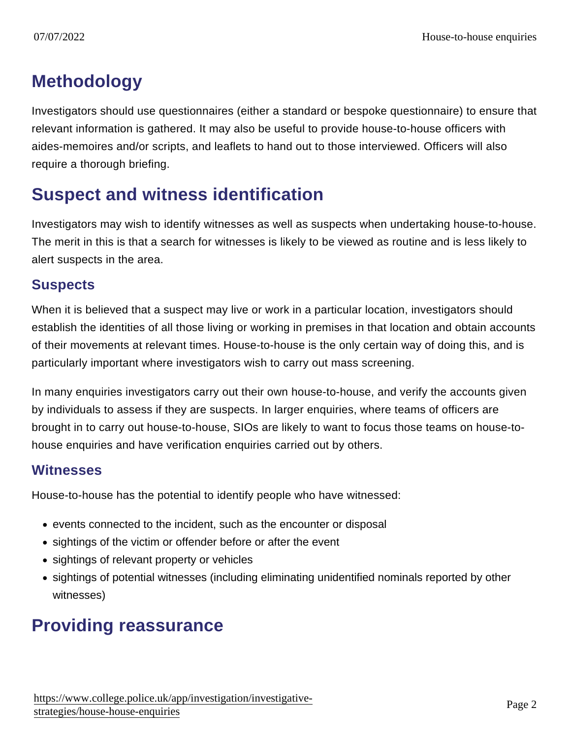## Methodology

Investigators should use questionnaires (either a standard or bespoke questionnaire) to ensure that relevant information is gathered. It may also be useful to provide house-to-house officers with aides-memoires and/or scripts, and leaflets to hand out to those interviewed. Officers will also require a thorough briefing.

## Suspect and witness identification

Investigators may wish to identify witnesses as well as suspects when undertaking house-to-house. The merit in this is that a search for witnesses is likely to be viewed as routine and is less likely to alert suspects in the area.

### Suspects

When it is believed that a suspect may live or work in a particular location, investigators should establish the identities of all those living or working in premises in that location and obtain accounts of their movements at relevant times. House-to-house is the only certain way of doing this, and is particularly important where investigators wish to carry out mass screening.

In many enquiries investigators carry out their own house-to-house, and verify the accounts given by individuals to assess if they are suspects. In larger enquiries, where teams of officers are brought in to carry out house-to-house, SIOs are likely to want to focus those teams on house-to-house enquiries and have verification enquiries carried out by others.

### Witnesses

House-to-house has the potential to identify people who have witnessed:

- events connected to the incident, such as the encounter or disposal
- sightings of the victim or offender before or after the event
- sightings of relevant property or vehicles
- sightings of potential witnesses (including eliminating unidentified nominals reported by other witnesses)

## Providing reassurance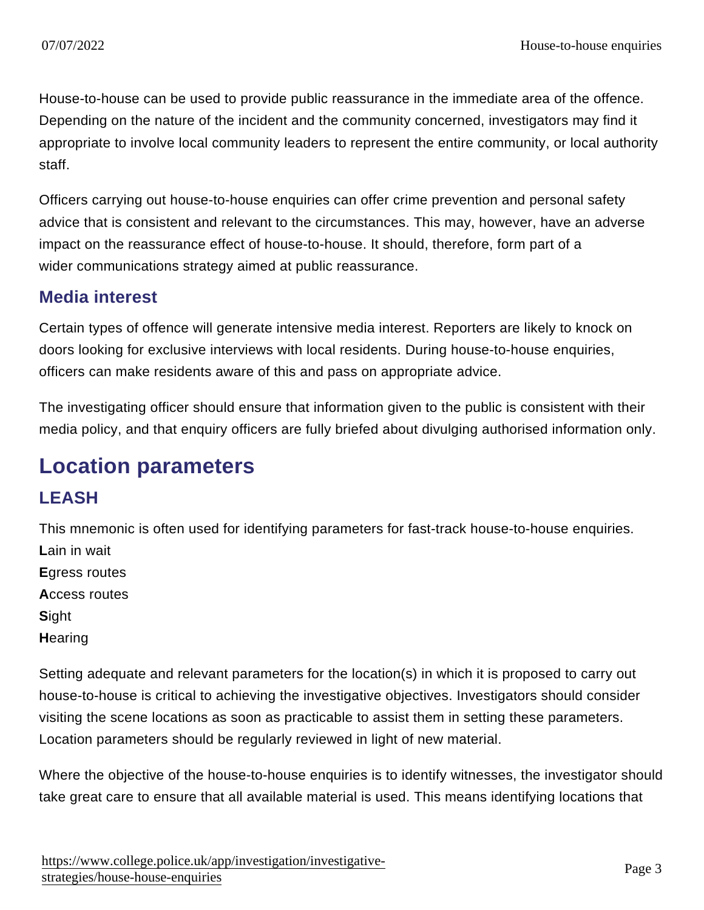House-to-house can be used to provide public reassurance in the immediate area of the offence. Depending on the nature of the incident and the community concerned, investigators may find it appropriate to involve local community leaders to represent the entire community, or local authority staff.

Officers carrying out house-to-house enquiries can offer crime prevention and personal safety advice that is consistent and relevant to the circumstances. This may, however, have an adverse impact on the reassurance effect of house-to-house. It should, therefore, form part of a wider communications strategy aimed at public reassurance.

### Media interest

Certain types of offence will generate intensive media interest. Reporters are likely to knock on doors looking for exclusive interviews with local residents. During house-to-house enquiries, officers can make residents aware of this and pass on appropriate advice.

The investigating officer should ensure that information given to the public is consistent with their media policy, and that enquiry officers are fully briefed about divulging authorised information only.

## Location parameters

### LEASH

This mnemonic is often used for identifying parameters for fast-track house-to-house enquiries.
**L**ain in wait
**E**gress routes
**A**ccess routes
**S**ight
**H**earing

Setting adequate and relevant parameters for the location(s) in which it is proposed to carry out house-to-house is critical to achieving the investigative objectives. Investigators should consider visiting the scene locations as soon as practicable to assist them in setting these parameters. Location parameters should be regularly reviewed in light of new material.

Where the objective of the house-to-house enquiries is to identify witnesses, the investigator should take great care to ensure that all available material is used. This means identifying locations that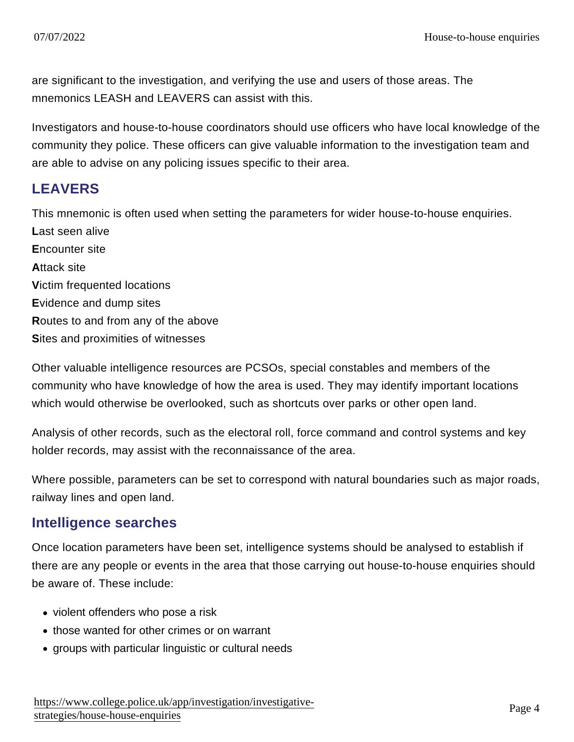are significant to the investigation, and verifying the use and users of those areas. The mnemonics LEASH and LEAVERS can assist with this.

Investigators and house-to-house coordinators should use officers who have local knowledge of the community they police. These officers can give valuable information to the investigation team and are able to advise on any policing issues specific to their area.

## LEAVERS

This mnemonic is often used when setting the parameters for wider house-to-house enquiries.
**L**ast seen alive
**E**ncounter site
**A**ttack site
**V**ictim frequented locations
**E**vidence and dump sites
**R**outes to and from any of the above
**S**ites and proximities of witnesses

Other valuable intelligence resources are PCSOs, special constables and members of the community who have knowledge of how the area is used. They may identify important locations which would otherwise be overlooked, such as shortcuts over parks or other open land.

Analysis of other records, such as the electoral roll, force command and control systems and key holder records, may assist with the reconnaissance of the area.

Where possible, parameters can be set to correspond with natural boundaries such as major roads, railway lines and open land.

## Intelligence searches

Once location parameters have been set, intelligence systems should be analysed to establish if there are any people or events in the area that those carrying out house-to-house enquiries should be aware of. These include:

- violent offenders who pose a risk
- those wanted for other crimes or on warrant
- groups with particular linguistic or cultural needs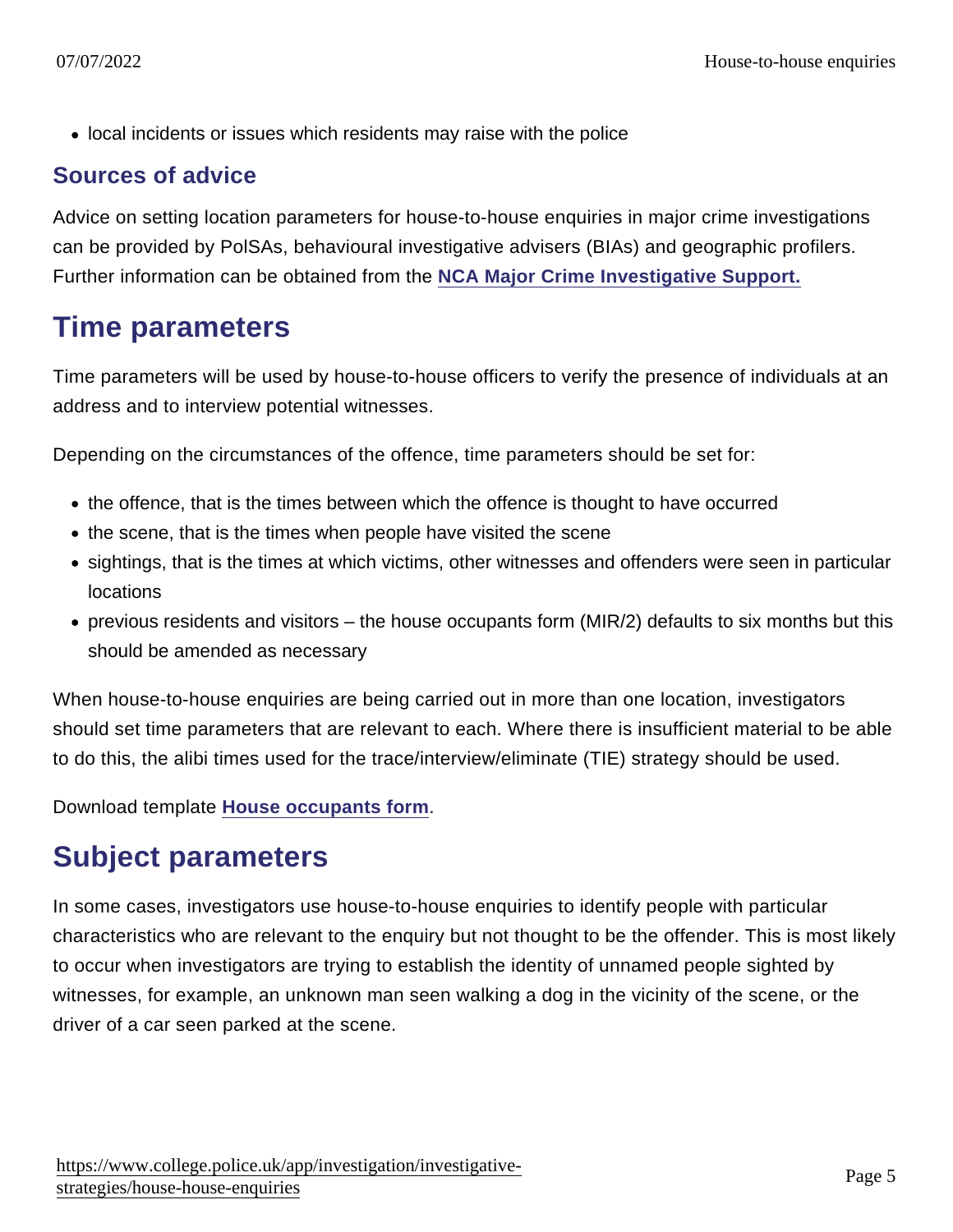- local incidents or issues which residents may raise with the police

### Sources of advice

Advice on setting location parameters for house-to-house enquiries in major crime investigations can be provided by PolSAs, behavioural investigative advisers (BIAs) and geographic profilers. Further information can be obtained from the NCA Major Crime Investigative Support.

## Time parameters

Time parameters will be used by house-to-house officers to verify the presence of individuals at an address and to interview potential witnesses.

Depending on the circumstances of the offence, time parameters should be set for:

- the offence, that is the times between which the offence is thought to have occurred
- the scene, that is the times when people have visited the scene
- sightings, that is the times at which victims, other witnesses and offenders were seen in particular locations
- previous residents and visitors – the house occupants form (MIR/2) defaults to six months but this should be amended as necessary

When house-to-house enquiries are being carried out in more than one location, investigators should set time parameters that are relevant to each. Where there is insufficient material to be able to do this, the alibi times used for the trace/interview/eliminate (TIE) strategy should be used.

Download template House occupants form.

## Subject parameters

In some cases, investigators use house-to-house enquiries to identify people with particular characteristics who are relevant to the enquiry but not thought to be the offender. This is most likely to occur when investigators are trying to establish the identity of unnamed people sighted by witnesses, for example, an unknown man seen walking a dog in the vicinity of the scene, or the driver of a car seen parked at the scene.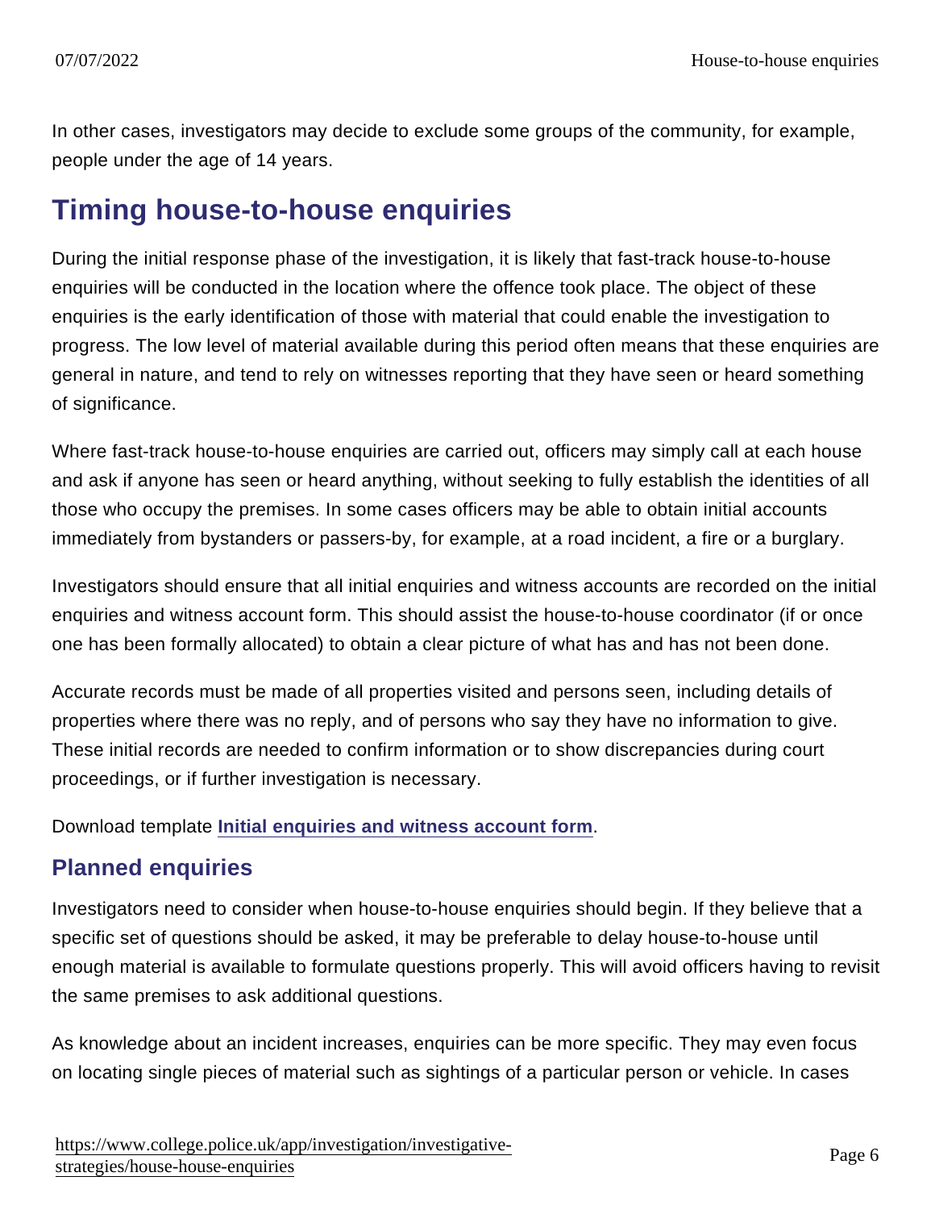In other cases, investigators may decide to exclude some groups of the community, for example, people under the age of 14 years.

## Timing house-to-house enquiries

During the initial response phase of the investigation, it is likely that fast-track house-to-house enquiries will be conducted in the location where the offence took place. The object of these enquiries is the early identification of those with material that could enable the investigation to progress. The low level of material available during this period often means that these enquiries are general in nature, and tend to rely on witnesses reporting that they have seen or heard something of significance.

Where fast-track house-to-house enquiries are carried out, officers may simply call at each house and ask if anyone has seen or heard anything, without seeking to fully establish the identities of all those who occupy the premises. In some cases officers may be able to obtain initial accounts immediately from bystanders or passers-by, for example, at a road incident, a fire or a burglary.

Investigators should ensure that all initial enquiries and witness accounts are recorded on the initial enquiries and witness account form. This should assist the house-to-house coordinator (if or once one has been formally allocated) to obtain a clear picture of what has and has not been done.

Accurate records must be made of all properties visited and persons seen, including details of properties where there was no reply, and of persons who say they have no information to give. These initial records are needed to confirm information or to show discrepancies during court proceedings, or if further investigation is necessary.

Download template **Initial enquiries and witness account form**.

### Planned enquiries

Investigators need to consider when house-to-house enquiries should begin. If they believe that a specific set of questions should be asked, it may be preferable to delay house-to-house until enough material is available to formulate questions properly. This will avoid officers having to revisit the same premises to ask additional questions.

As knowledge about an incident increases, enquiries can be more specific. They may even focus on locating single pieces of material such as sightings of a particular person or vehicle. In cases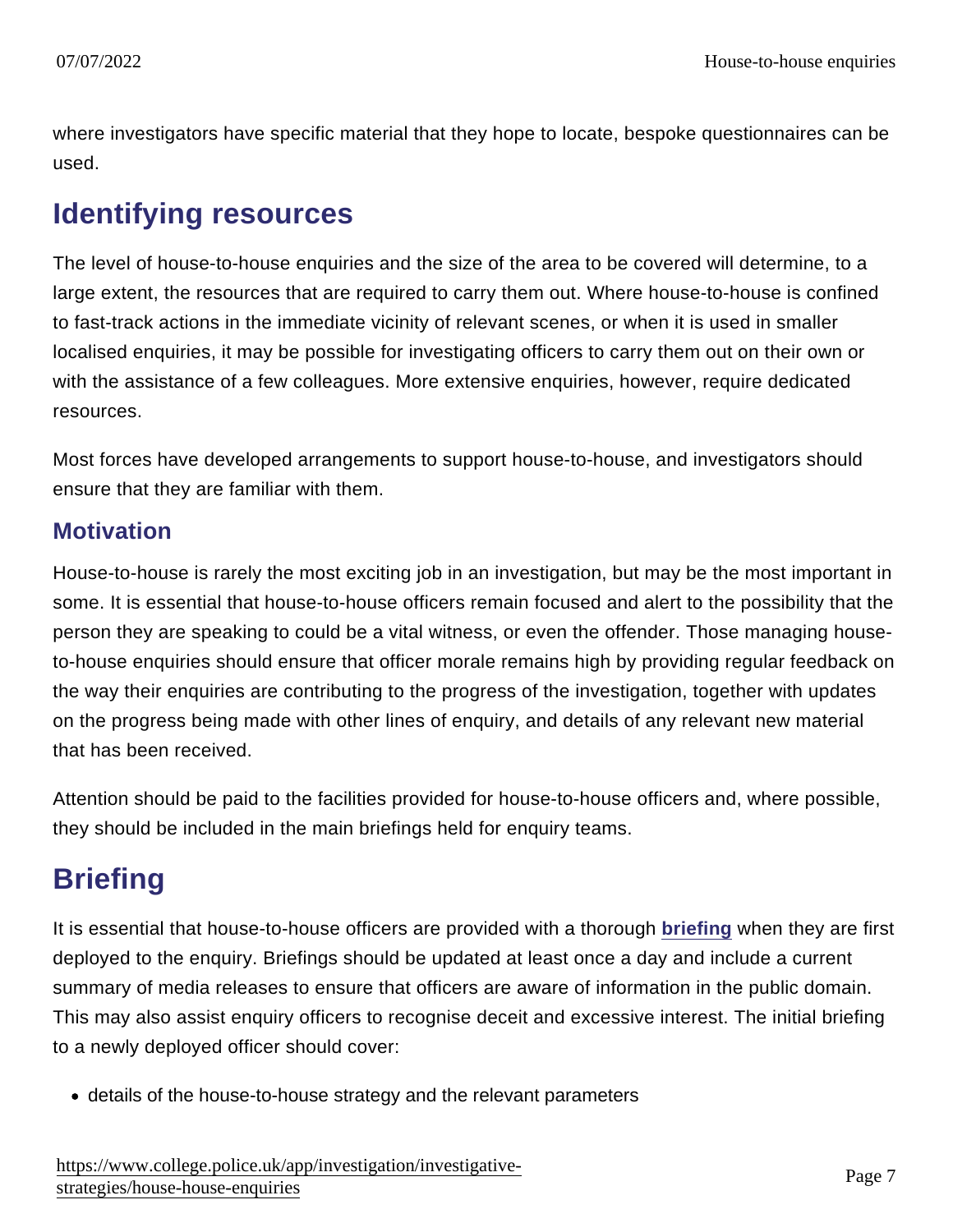where investigators have specific material that they hope to locate, bespoke questionnaires can be used.

## Identifying resources

The level of house-to-house enquiries and the size of the area to be covered will determine, to a large extent, the resources that are required to carry them out. Where house-to-house is confined to fast-track actions in the immediate vicinity of relevant scenes, or when it is used in smaller localised enquiries, it may be possible for investigating officers to carry them out on their own or with the assistance of a few colleagues. More extensive enquiries, however, require dedicated resources.

Most forces have developed arrangements to support house-to-house, and investigators should ensure that they are familiar with them.

### Motivation

House-to-house is rarely the most exciting job in an investigation, but may be the most important in some. It is essential that house-to-house officers remain focused and alert to the possibility that the person they are speaking to could be a vital witness, or even the offender. Those managing house-to-house enquiries should ensure that officer morale remains high by providing regular feedback on the way their enquiries are contributing to the progress of the investigation, together with updates on the progress being made with other lines of enquiry, and details of any relevant new material that has been received.

Attention should be paid to the facilities provided for house-to-house officers and, where possible, they should be included in the main briefings held for enquiry teams.

## Briefing

It is essential that house-to-house officers are provided with a thorough **briefing** when they are first deployed to the enquiry. Briefings should be updated at least once a day and include a current summary of media releases to ensure that officers are aware of information in the public domain. This may also assist enquiry officers to recognise deceit and excessive interest. The initial briefing to a newly deployed officer should cover:

- details of the house-to-house strategy and the relevant parameters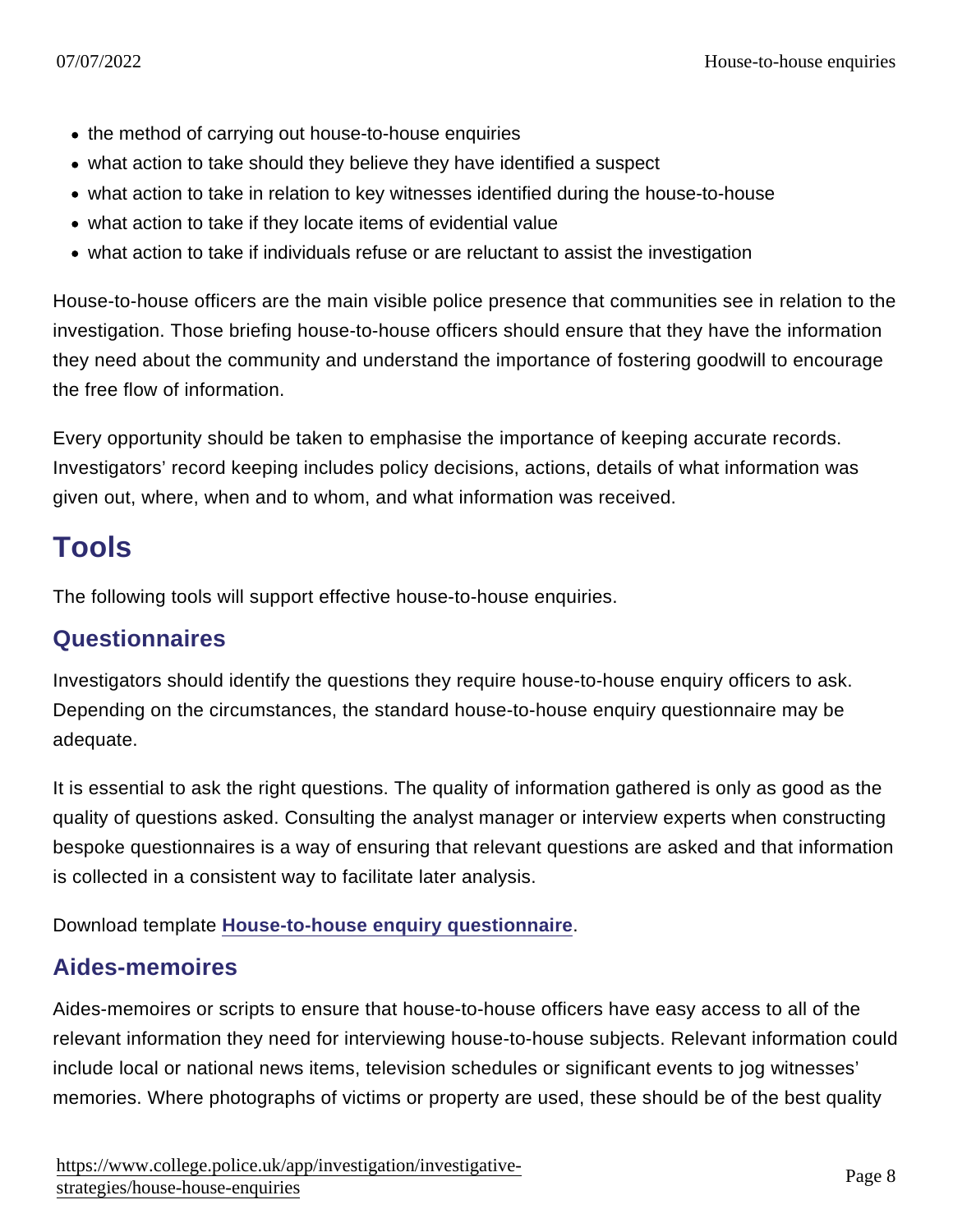- the method of carrying out house-to-house enquiries
- what action to take should they believe they have identified a suspect
- what action to take in relation to key witnesses identified during the house-to-house
- what action to take if they locate items of evidential value
- what action to take if individuals refuse or are reluctant to assist the investigation

House-to-house officers are the main visible police presence that communities see in relation to the investigation. Those briefing house-to-house officers should ensure that they have the information they need about the community and understand the importance of fostering goodwill to encourage the free flow of information.

Every opportunity should be taken to emphasise the importance of keeping accurate records. Investigators' record keeping includes policy decisions, actions, details of what information was given out, where, when and to whom, and what information was received.

## Tools

The following tools will support effective house-to-house enquiries.

### Questionnaires

Investigators should identify the questions they require house-to-house enquiry officers to ask. Depending on the circumstances, the standard house-to-house enquiry questionnaire may be adequate.

It is essential to ask the right questions. The quality of information gathered is only as good as the quality of questions asked. Consulting the analyst manager or interview experts when constructing bespoke questionnaires is a way of ensuring that relevant questions are asked and that information is collected in a consistent way to facilitate later analysis.

Download template **House-to-house enquiry questionnaire**.

### Aides-memoires

Aides-memoires or scripts to ensure that house-to-house officers have easy access to all of the relevant information they need for interviewing house-to-house subjects. Relevant information could include local or national news items, television schedules or significant events to jog witnesses' memories. Where photographs of victims or property are used, these should be of the best quality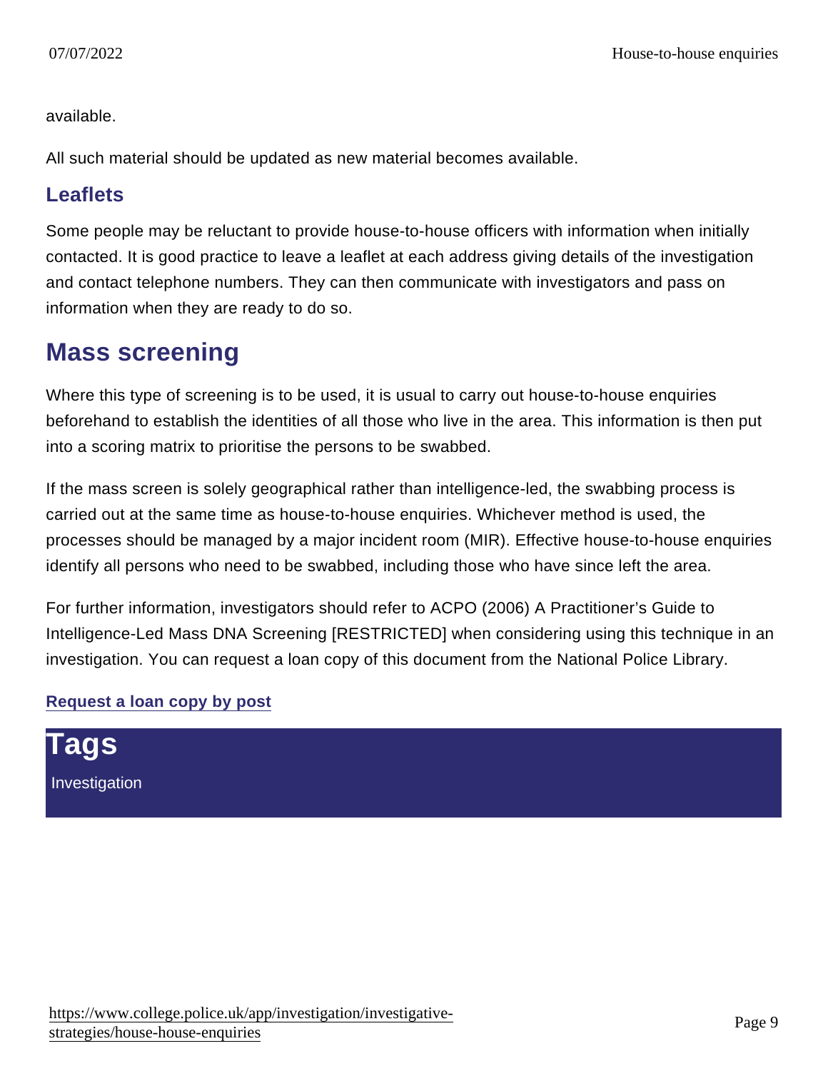available.

All such material should be updated as new material becomes available.

### Leaflets

Some people may be reluctant to provide house-to-house officers with information when initially contacted. It is good practice to leave a leaflet at each address giving details of the investigation and contact telephone numbers. They can then communicate with investigators and pass on information when they are ready to do so.

## Mass screening

Where this type of screening is to be used, it is usual to carry out house-to-house enquiries beforehand to establish the identities of all those who live in the area. This information is then put into a scoring matrix to prioritise the persons to be swabbed.

If the mass screen is solely geographical rather than intelligence-led, the swabbing process is carried out at the same time as house-to-house enquiries. Whichever method is used, the processes should be managed by a major incident room (MIR). Effective house-to-house enquiries identify all persons who need to be swabbed, including those who have since left the area.

For further information, investigators should refer to ACPO (2006) A Practitioner's Guide to Intelligence-Led Mass DNA Screening [RESTRICTED] when considering using this technique in an investigation. You can request a loan copy of this document from the National Police Library.

**Request a loan copy by post**

## Tags

Investigation